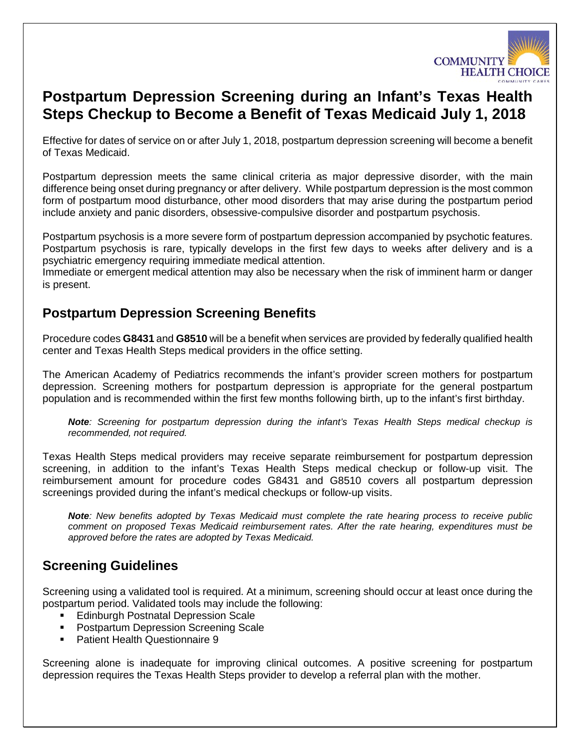# Postpartum Depression Screening during an Infant's Texas Health Steps Checkup to Become a Benefit of Texas Medicaid July 1, 2018

Effective for dates of service on or after July 1, 2018, postpartum depression screening will become a benefit of Texas Medicaid.

Postpartum depression meets the same clinical criteria as major depressive disorder, with the main difference being onset during pregnancy or after delivery. While postpartum depression is the most common form of postpartum mood disturbance, other mood disorders that may arise during the postpartum period include anxiety and panic disorders, obsessive-compulsive disorder and postpartum psychosis.

Postpartum psychosis is a more severe form of postpartum depression accompanied by psychotic features. Postpartum psychosis is rare, typically develops in the first few days to weeks after delivery and is a psychiatric emergency requiring immediate medical attention.
Immediate or emergent medical attention may also be necessary when the risk of imminent harm or danger is present.

## Postpartum Depression Screening Benefits

Procedure codes **G8431** and **G8510** will be a benefit when services are provided by federally qualified health center and Texas Health Steps medical providers in the office setting.

The American Academy of Pediatrics recommends the infant's provider screen mothers for postpartum depression. Screening mothers for postpartum depression is appropriate for the general postpartum population and is recommended within the first few months following birth, up to the infant's first birthday.

> ***Note****: Screening for postpartum depression during the infant's Texas Health Steps medical checkup is recommended, not required.*

Texas Health Steps medical providers may receive separate reimbursement for postpartum depression screening, in addition to the infant's Texas Health Steps medical checkup or follow-up visit. The reimbursement amount for procedure codes G8431 and G8510 covers all postpartum depression screenings provided during the infant's medical checkups or follow-up visits.

> ***Note****: New benefits adopted by Texas Medicaid must complete the rate hearing process to receive public comment on proposed Texas Medicaid reimbursement rates. After the rate hearing, expenditures must be approved before the rates are adopted by Texas Medicaid.*

## Screening Guidelines

Screening using a validated tool is required. At a minimum, screening should occur at least once during the postpartum period. Validated tools may include the following:

- Edinburgh Postnatal Depression Scale
- Postpartum Depression Screening Scale
- Patient Health Questionnaire 9

Screening alone is inadequate for improving clinical outcomes. A positive screening for postpartum depression requires the Texas Health Steps provider to develop a referral plan with the mother.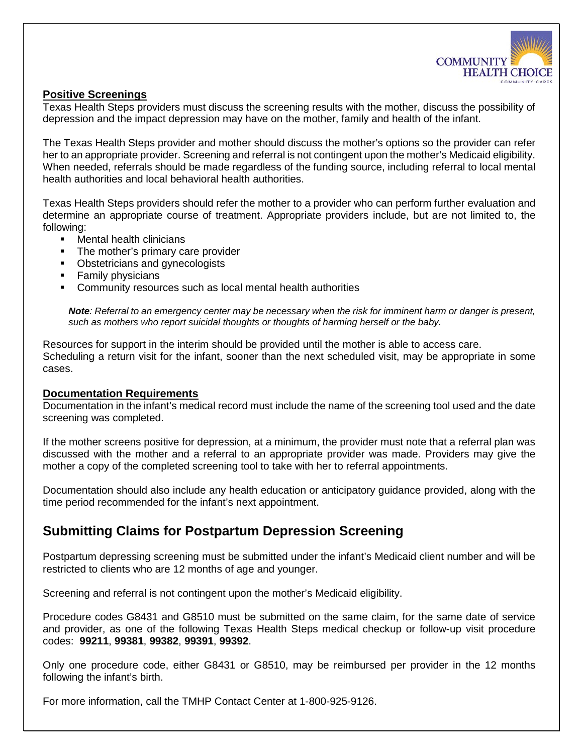**Positive Screenings**

Texas Health Steps providers must discuss the screening results with the mother, discuss the possibility of depression and the impact depression may have on the mother, family and health of the infant.

The Texas Health Steps provider and mother should discuss the mother's options so the provider can refer her to an appropriate provider. Screening and referral is not contingent upon the mother's Medicaid eligibility. When needed, referrals should be made regardless of the funding source, including referral to local mental health authorities and local behavioral health authorities.

Texas Health Steps providers should refer the mother to a provider who can perform further evaluation and determine an appropriate course of treatment. Appropriate providers include, but are not limited to, the following:

- Mental health clinicians
- The mother's primary care provider
- Obstetricians and gynecologists
- Family physicians
- Community resources such as local mental health authorities

> ***Note**: Referral to an emergency center may be necessary when the risk for imminent harm or danger is present, such as mothers who report suicidal thoughts or thoughts of harming herself or the baby.*

Resources for support in the interim should be provided until the mother is able to access care. Scheduling a return visit for the infant, sooner than the next scheduled visit, may be appropriate in some cases.

**Documentation Requirements**

Documentation in the infant's medical record must include the name of the screening tool used and the date screening was completed.

If the mother screens positive for depression, at a minimum, the provider must note that a referral plan was discussed with the mother and a referral to an appropriate provider was made. Providers may give the mother a copy of the completed screening tool to take with her to referral appointments.

Documentation should also include any health education or anticipatory guidance provided, along with the time period recommended for the infant's next appointment.

## Submitting Claims for Postpartum Depression Screening

Postpartum depressing screening must be submitted under the infant's Medicaid client number and will be restricted to clients who are 12 months of age and younger.

Screening and referral is not contingent upon the mother's Medicaid eligibility.

Procedure codes G8431 and G8510 must be submitted on the same claim, for the same date of service and provider, as one of the following Texas Health Steps medical checkup or follow-up visit procedure codes: **99211**, **99381**, **99382**, **99391**, **99392**.

Only one procedure code, either G8431 or G8510, may be reimbursed per provider in the 12 months following the infant's birth.

For more information, call the TMHP Contact Center at 1-800-925-9126.